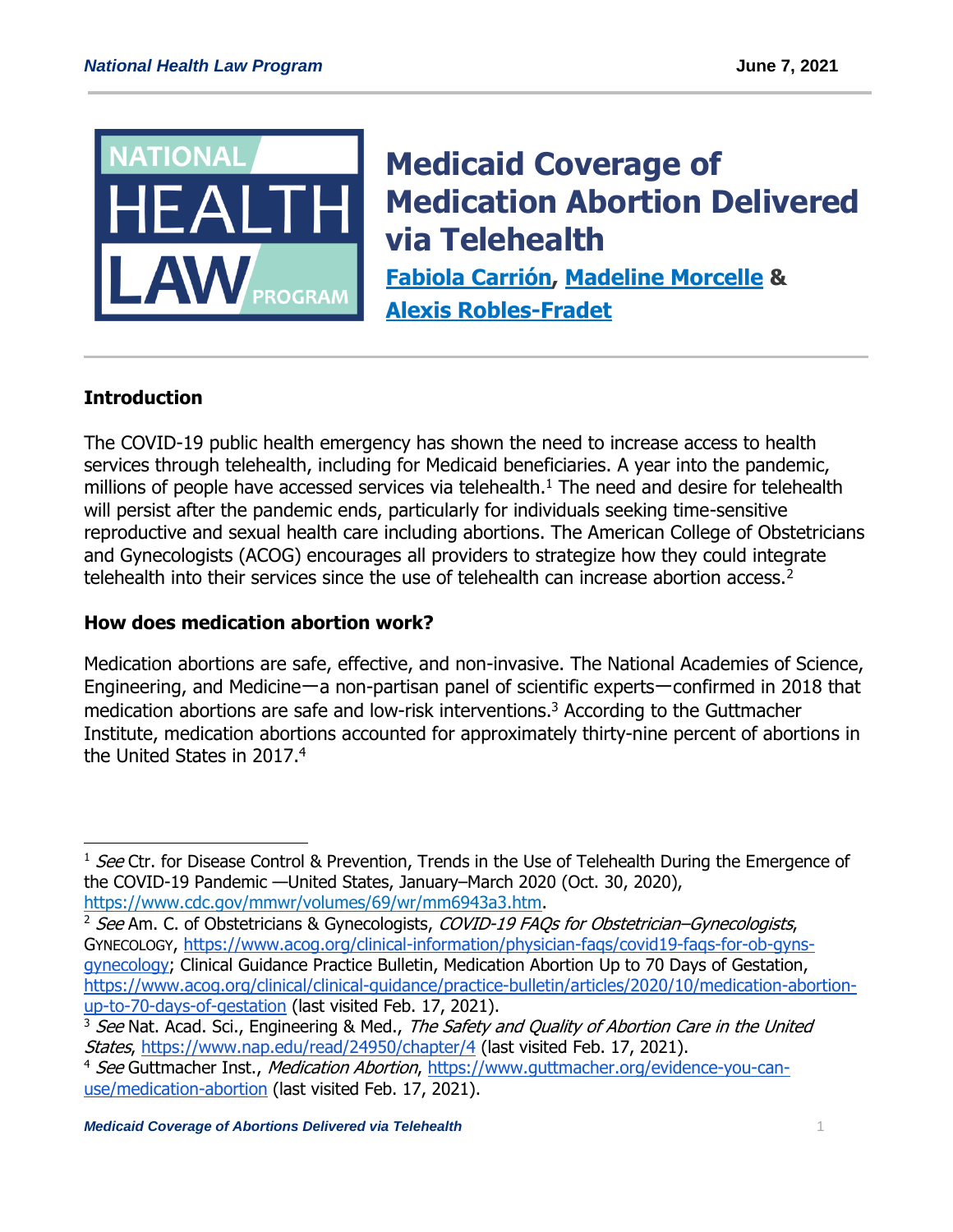# Medicaid Coverage of Medication Abortion Delivered via Telehealth

**Fabiola Carrión, Madeline Morcelle & Alexis Robles-Fradet**

National Health Law Program — June 7, 2021

## Introduction

The COVID-19 public health emergency has shown the need to increase access to health services through telehealth, including for Medicaid beneficiaries. A year into the pandemic, millions of people have accessed services via telehealth.[1] The need and desire for telehealth will persist after the pandemic ends, particularly for individuals seeking time-sensitive reproductive and sexual health care including abortions. The American College of Obstetricians and Gynecologists (ACOG) encourages all providers to strategize how they could integrate telehealth into their services since the use of telehealth can increase abortion access.[2]

## How does medication abortion work?

Medication abortions are safe, effective, and non-invasive. The National Academies of Science, Engineering, and Medicine—a non-partisan panel of scientific experts—confirmed in 2018 that medication abortions are safe and low-risk interventions.[3] According to the Guttmacher Institute, medication abortions accounted for approximately thirty-nine percent of abortions in the United States in 2017.[4]

---

[1] *See* Ctr. for Disease Control & Prevention, Trends in the Use of Telehealth During the Emergence of the COVID-19 Pandemic —United States, January–March 2020 (Oct. 30, 2020), https://www.cdc.gov/mmwr/volumes/69/wr/mm6943a3.htm.

[2] *See* Am. C. of Obstetricians & Gynecologists, *COVID-19 FAQs for Obstetrician–Gynecologists*, GYNECOLOGY, https://www.acog.org/clinical-information/physician-faqs/covid19-faqs-for-ob-gyns-gynecology; Clinical Guidance Practice Bulletin, Medication Abortion Up to 70 Days of Gestation, https://www.acog.org/clinical-guidance/practice-bulletin/articles/2020/10/medication-abortion-up-to-70-days-of-gestation (last visited Feb. 17, 2021).

[3] *See* Nat. Acad. Sci., Engineering & Med., *The Safety and Quality of Abortion Care in the United States*, https://www.nap.edu/read/24950/chapter/4 (last visited Feb. 17, 2021).

[4] *See* Guttmacher Inst., *Medication Abortion*, https://www.guttmacher.org/evidence-you-can-use/medication-abortion (last visited Feb. 17, 2021).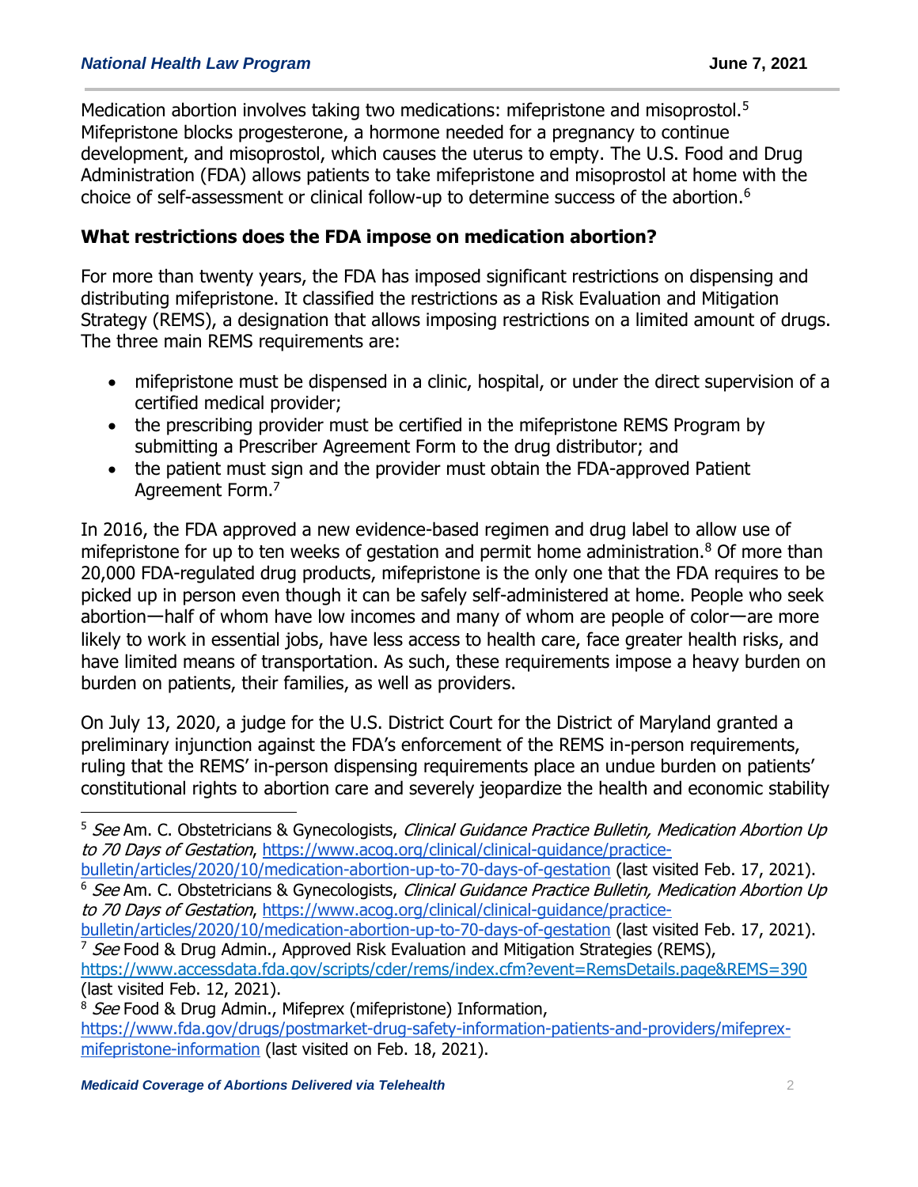Medication abortion involves taking two medications: mifepristone and misoprostol.[5] Mifepristone blocks progesterone, a hormone needed for a pregnancy to continue development, and misoprostol, which causes the uterus to empty. The U.S. Food and Drug Administration (FDA) allows patients to take mifepristone and misoprostol at home with the choice of self-assessment or clinical follow-up to determine success of the abortion.[6]

## What restrictions does the FDA impose on medication abortion?

For more than twenty years, the FDA has imposed significant restrictions on dispensing and distributing mifepristone. It classified the restrictions as a Risk Evaluation and Mitigation Strategy (REMS), a designation that allows imposing restrictions on a limited amount of drugs. The three main REMS requirements are:

- mifepristone must be dispensed in a clinic, hospital, or under the direct supervision of a certified medical provider;
- the prescribing provider must be certified in the mifepristone REMS Program by submitting a Prescriber Agreement Form to the drug distributor; and
- the patient must sign and the provider must obtain the FDA-approved Patient Agreement Form.[7]

In 2016, the FDA approved a new evidence-based regimen and drug label to allow use of mifepristone for up to ten weeks of gestation and permit home administration.[8] Of more than 20,000 FDA-regulated drug products, mifepristone is the only one that the FDA requires to be picked up in person even though it can be safely self-administered at home. People who seek abortion—half of whom have low incomes and many of whom are people of color—are more likely to work in essential jobs, have less access to health care, face greater health risks, and have limited means of transportation. As such, these requirements impose a heavy burden on burden on patients, their families, as well as providers.

On July 13, 2020, a judge for the U.S. District Court for the District of Maryland granted a preliminary injunction against the FDA's enforcement of the REMS in-person requirements, ruling that the REMS' in-person dispensing requirements place an undue burden on patients' constitutional rights to abortion care and severely jeopardize the health and economic stability

---

[5] *See* Am. C. Obstetricians & Gynecologists, *Clinical Guidance Practice Bulletin, Medication Abortion Up to 70 Days of Gestation*, https://www.acog.org/clinical/clinical-guidance/practice-bulletin/articles/2020/10/medication-abortion-up-to-70-days-of-gestation (last visited Feb. 17, 2021).

[6] *See* Am. C. Obstetricians & Gynecologists, *Clinical Guidance Practice Bulletin, Medication Abortion Up to 70 Days of Gestation*, https://www.acog.org/clinical/clinical-guidance/practice-bulletin/articles/2020/10/medication-abortion-up-to-70-days-of-gestation (last visited Feb. 17, 2021).

[7] *See* Food & Drug Admin., Approved Risk Evaluation and Mitigation Strategies (REMS), https://www.accessdata.fda.gov/scripts/cder/rems/index.cfm?event=RemsDetails.page&REMS=390 (last visited Feb. 12, 2021).

[8] *See* Food & Drug Admin., Mifeprex (mifepristone) Information, https://www.fda.gov/drugs/postmarket-drug-safety-information-patients-and-providers/mifeprex-mifepristone-information (last visited on Feb. 18, 2021).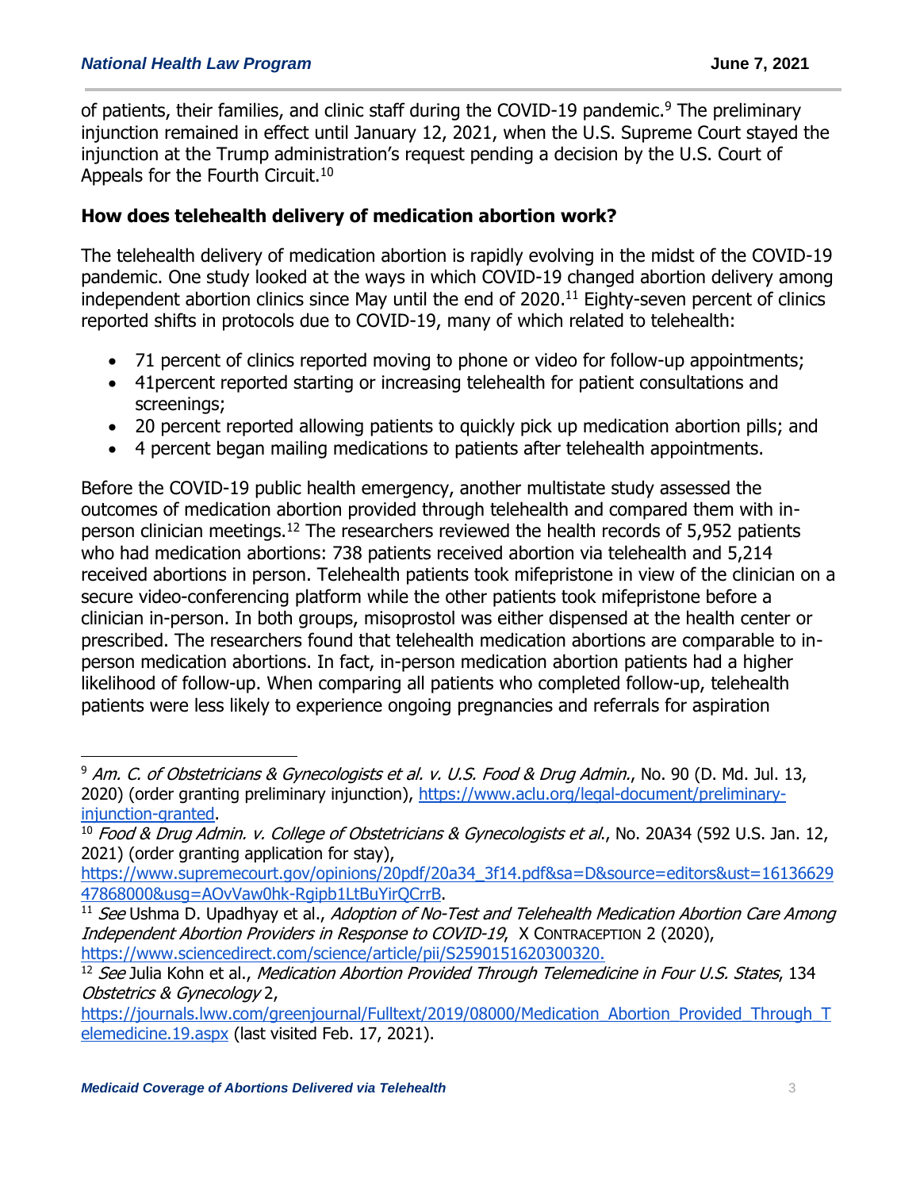of patients, their families, and clinic staff during the COVID-19 pandemic.[9] The preliminary injunction remained in effect until January 12, 2021, when the U.S. Supreme Court stayed the injunction at the Trump administration's request pending a decision by the U.S. Court of Appeals for the Fourth Circuit.[10]

## How does telehealth delivery of medication abortion work?

The telehealth delivery of medication abortion is rapidly evolving in the midst of the COVID-19 pandemic. One study looked at the ways in which COVID-19 changed abortion delivery among independent abortion clinics since May until the end of 2020.[11] Eighty-seven percent of clinics reported shifts in protocols due to COVID-19, many of which related to telehealth:

- 71 percent of clinics reported moving to phone or video for follow-up appointments;
- 41percent reported starting or increasing telehealth for patient consultations and screenings;
- 20 percent reported allowing patients to quickly pick up medication abortion pills; and
- 4 percent began mailing medications to patients after telehealth appointments.

Before the COVID-19 public health emergency, another multistate study assessed the outcomes of medication abortion provided through telehealth and compared them with in-person clinician meetings.[12] The researchers reviewed the health records of 5,952 patients who had medication abortions: 738 patients received abortion via telehealth and 5,214 received abortions in person. Telehealth patients took mifepristone in view of the clinician on a secure video-conferencing platform while the other patients took mifepristone before a clinician in-person. In both groups, misoprostol was either dispensed at the health center or prescribed. The researchers found that telehealth medication abortions are comparable to in-person medication abortions. In fact, in-person medication abortion patients had a higher likelihood of follow-up. When comparing all patients who completed follow-up, telehealth patients were less likely to experience ongoing pregnancies and referrals for aspiration

---

[9] *Am. C. of Obstetricians & Gynecologists et al. v. U.S. Food & Drug Admin.*, No. 90 (D. Md. Jul. 13, 2020) (order granting preliminary injunction), https://www.aclu.org/legal-document/preliminary-injunction-granted.

[10] *Food & Drug Admin. v. College of Obstetricians & Gynecologists et al.*, No. 20A34 (592 U.S. Jan. 12, 2021) (order granting application for stay), https://www.supremecourt.gov/opinions/20pdf/20a34_3f14.pdf&sa=D&source=editors&ust=1613662947868000&usg=AOvVaw0hk-Rgipb1LtBuYirQCrrB.

[11] *See* Ushma D. Upadhyay et al., *Adoption of No-Test and Telehealth Medication Abortion Care Among Independent Abortion Providers in Response to COVID-19*, X CONTRACEPTION 2 (2020), https://www.sciencedirect.com/science/article/pii/S2590151620300320.

[12] *See* Julia Kohn et al., *Medication Abortion Provided Through Telemedicine in Four U.S. States*, 134 *Obstetrics & Gynecology* 2, https://journals.lww.com/greenjournal/Fulltext/2019/08000/Medication_Abortion_Provided_Through_Telemedicine.19.aspx (last visited Feb. 17, 2021).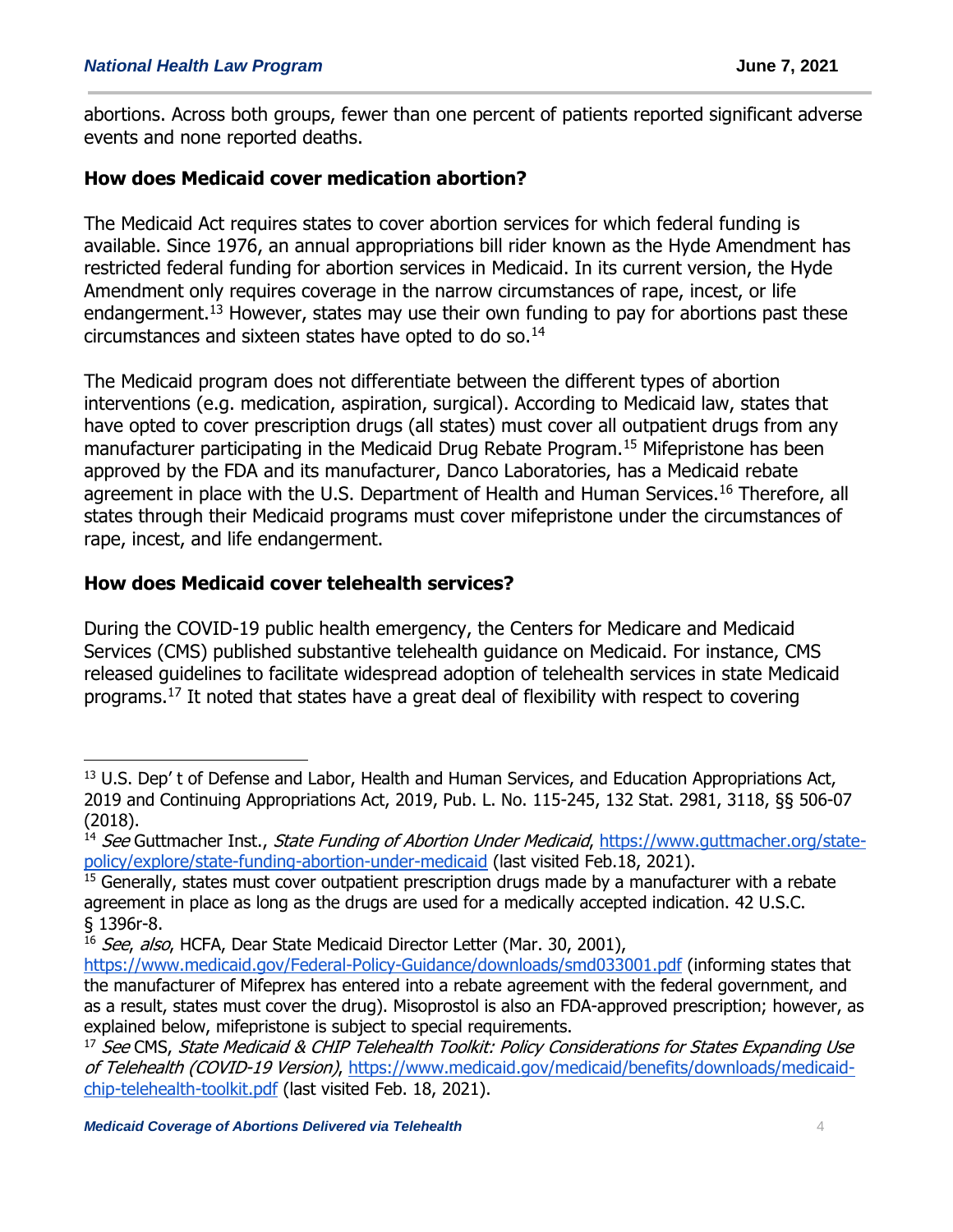abortions. Across both groups, fewer than one percent of patients reported significant adverse events and none reported deaths.

### How does Medicaid cover medication abortion?

The Medicaid Act requires states to cover abortion services for which federal funding is available. Since 1976, an annual appropriations bill rider known as the Hyde Amendment has restricted federal funding for abortion services in Medicaid. In its current version, the Hyde Amendment only requires coverage in the narrow circumstances of rape, incest, or life endangerment.[13] However, states may use their own funding to pay for abortions past these circumstances and sixteen states have opted to do so.[14]

The Medicaid program does not differentiate between the different types of abortion interventions (e.g. medication, aspiration, surgical). According to Medicaid law, states that have opted to cover prescription drugs (all states) must cover all outpatient drugs from any manufacturer participating in the Medicaid Drug Rebate Program.[15] Mifepristone has been approved by the FDA and its manufacturer, Danco Laboratories, has a Medicaid rebate agreement in place with the U.S. Department of Health and Human Services.[16] Therefore, all states through their Medicaid programs must cover mifepristone under the circumstances of rape, incest, and life endangerment.

### How does Medicaid cover telehealth services?

During the COVID-19 public health emergency, the Centers for Medicare and Medicaid Services (CMS) published substantive telehealth guidance on Medicaid. For instance, CMS released guidelines to facilitate widespread adoption of telehealth services in state Medicaid programs.[17] It noted that states have a great deal of flexibility with respect to covering

---

[13] U.S. Dep' t of Defense and Labor, Health and Human Services, and Education Appropriations Act, 2019 and Continuing Appropriations Act, 2019, Pub. L. No. 115-245, 132 Stat. 2981, 3118, §§ 506-07 (2018).

[14] *See* Guttmacher Inst., *State Funding of Abortion Under Medicaid*, https://www.guttmacher.org/state-policy/explore/state-funding-abortion-under-medicaid (last visited Feb.18, 2021).

[15] Generally, states must cover outpatient prescription drugs made by a manufacturer with a rebate agreement in place as long as the drugs are used for a medically accepted indication. 42 U.S.C. § 1396r-8.

[16] *See*, *also*, HCFA, Dear State Medicaid Director Letter (Mar. 30, 2001), https://www.medicaid.gov/Federal-Policy-Guidance/downloads/smd033001.pdf (informing states that the manufacturer of Mifeprex has entered into a rebate agreement with the federal government, and as a result, states must cover the drug). Misoprostol is also an FDA-approved prescription; however, as explained below, mifepristone is subject to special requirements.

[17] *See* CMS, *State Medicaid & CHIP Telehealth Toolkit: Policy Considerations for States Expanding Use of Telehealth (COVID-19 Version)*, https://www.medicaid.gov/medicaid/benefits/downloads/medicaid-chip-telehealth-toolkit.pdf (last visited Feb. 18, 2021).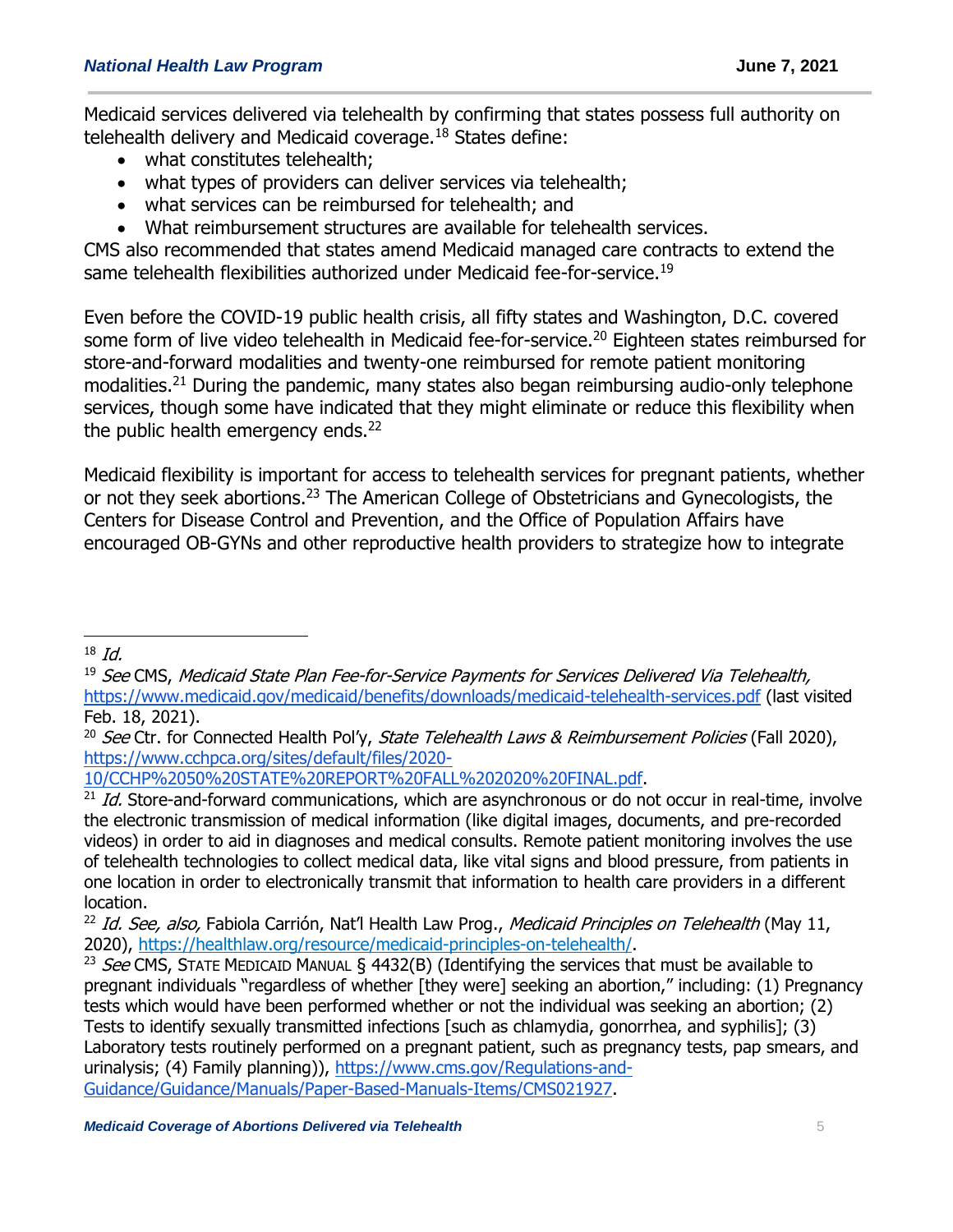Medicaid services delivered via telehealth by confirming that states possess full authority on telehealth delivery and Medicaid coverage.[18] States define:

- what constitutes telehealth;
- what types of providers can deliver services via telehealth;
- what services can be reimbursed for telehealth; and
- What reimbursement structures are available for telehealth services.

CMS also recommended that states amend Medicaid managed care contracts to extend the same telehealth flexibilities authorized under Medicaid fee-for-service.[19]

Even before the COVID-19 public health crisis, all fifty states and Washington, D.C. covered some form of live video telehealth in Medicaid fee-for-service.[20] Eighteen states reimbursed for store-and-forward modalities and twenty-one reimbursed for remote patient monitoring modalities.[21] During the pandemic, many states also began reimbursing audio-only telephone services, though some have indicated that they might eliminate or reduce this flexibility when the public health emergency ends.[22]

Medicaid flexibility is important for access to telehealth services for pregnant patients, whether or not they seek abortions.[23] The American College of Obstetricians and Gynecologists, the Centers for Disease Control and Prevention, and the Office of Population Affairs have encouraged OB-GYNs and other reproductive health providers to strategize how to integrate

---

[18] *Id.*

[19] *See* CMS, *Medicaid State Plan Fee-for-Service Payments for Services Delivered Via Telehealth,* https://www.medicaid.gov/medicaid/benefits/downloads/medicaid-telehealth-services.pdf (last visited Feb. 18, 2021).

[20] *See* Ctr. for Connected Health Pol'y, *State Telehealth Laws & Reimbursement Policies* (Fall 2020), https://www.cchpca.org/sites/default/files/2020-10/CCHP%2050%20STATE%20REPORT%20FALL%202020%20FINAL.pdf.

[21] *Id.* Store-and-forward communications, which are asynchronous or do not occur in real-time, involve the electronic transmission of medical information (like digital images, documents, and pre-recorded videos) in order to aid in diagnoses and medical consults. Remote patient monitoring involves the use of telehealth technologies to collect medical data, like vital signs and blood pressure, from patients in one location in order to electronically transmit that information to health care providers in a different location.

[22] *Id. See, also,* Fabiola Carrión, Nat'l Health Law Prog., *Medicaid Principles on Telehealth* (May 11, 2020), https://healthlaw.org/resource/medicaid-principles-on-telehealth/.

[23] *See* CMS, STATE MEDICAID MANUAL § 4432(B) (Identifying the services that must be available to pregnant individuals "regardless of whether [they were] seeking an abortion," including: (1) Pregnancy tests which would have been performed whether or not the individual was seeking an abortion; (2) Tests to identify sexually transmitted infections [such as chlamydia, gonorrhea, and syphilis]; (3) Laboratory tests routinely performed on a pregnant patient, such as pregnancy tests, pap smears, and urinalysis; (4) Family planning)), https://www.cms.gov/Regulations-and-Guidance/Guidance/Manuals/Paper-Based-Manuals-Items/CMS021927.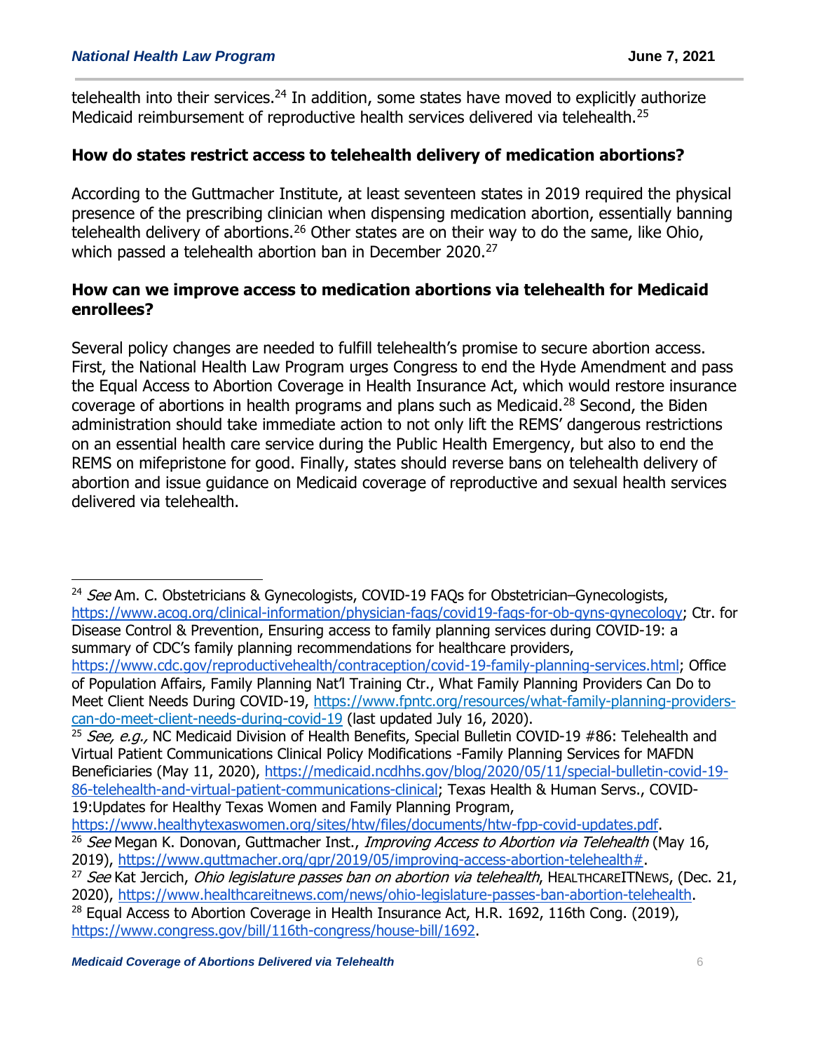telehealth into their services.[24] In addition, some states have moved to explicitly authorize Medicaid reimbursement of reproductive health services delivered via telehealth.[25]

## How do states restrict access to telehealth delivery of medication abortions?

According to the Guttmacher Institute, at least seventeen states in 2019 required the physical presence of the prescribing clinician when dispensing medication abortion, essentially banning telehealth delivery of abortions.[26] Other states are on their way to do the same, like Ohio, which passed a telehealth abortion ban in December 2020.[27]

## How can we improve access to medication abortions via telehealth for Medicaid enrollees?

Several policy changes are needed to fulfill telehealth's promise to secure abortion access. First, the National Health Law Program urges Congress to end the Hyde Amendment and pass the Equal Access to Abortion Coverage in Health Insurance Act, which would restore insurance coverage of abortions in health programs and plans such as Medicaid.[28] Second, the Biden administration should take immediate action to not only lift the REMS' dangerous restrictions on an essential health care service during the Public Health Emergency, but also to end the REMS on mifepristone for good. Finally, states should reverse bans on telehealth delivery of abortion and issue guidance on Medicaid coverage of reproductive and sexual health services delivered via telehealth.

---

[24] *See* Am. C. Obstetricians & Gynecologists, COVID-19 FAQs for Obstetrician–Gynecologists, https://www.acog.org/clinical-information/physician-faqs/covid19-faqs-for-ob-gyns-gynecology; Ctr. for Disease Control & Prevention, Ensuring access to family planning services during COVID-19: a summary of CDC's family planning recommendations for healthcare providers, https://www.cdc.gov/reproductivehealth/contraception/covid-19-family-planning-services.html; Office of Population Affairs, Family Planning Nat'l Training Ctr., What Family Planning Providers Can Do to Meet Client Needs During COVID-19, https://www.fpntc.org/resources/what-family-planning-providers-can-do-meet-client-needs-during-covid-19 (last updated July 16, 2020).

[25] *See, e.g.,* NC Medicaid Division of Health Benefits, Special Bulletin COVID-19 #86: Telehealth and Virtual Patient Communications Clinical Policy Modifications -Family Planning Services for MAFDN Beneficiaries (May 11, 2020), https://medicaid.ncdhhs.gov/blog/2020/05/11/special-bulletin-covid-19-86-telehealth-and-virtual-patient-communications-clinical; Texas Health & Human Servs., COVID-19:Updates for Healthy Texas Women and Family Planning Program, https://www.healthytexaswomen.org/sites/htw/files/documents/htw-fpp-covid-updates.pdf.

[26] *See* Megan K. Donovan, Guttmacher Inst., *Improving Access to Abortion via Telehealth* (May 16, 2019), https://www.guttmacher.org/gpr/2019/05/improving-access-abortion-telehealth#.

[27] *See* Kat Jercich, *Ohio legislature passes ban on abortion via telehealth*, HEALTHCAREITNEWS, (Dec. 21, 2020), https://www.healthcareitnews.com/news/ohio-legislature-passes-ban-abortion-telehealth.

[28] Equal Access to Abortion Coverage in Health Insurance Act, H.R. 1692, 116th Cong. (2019), https://www.congress.gov/bill/116th-congress/house-bill/1692.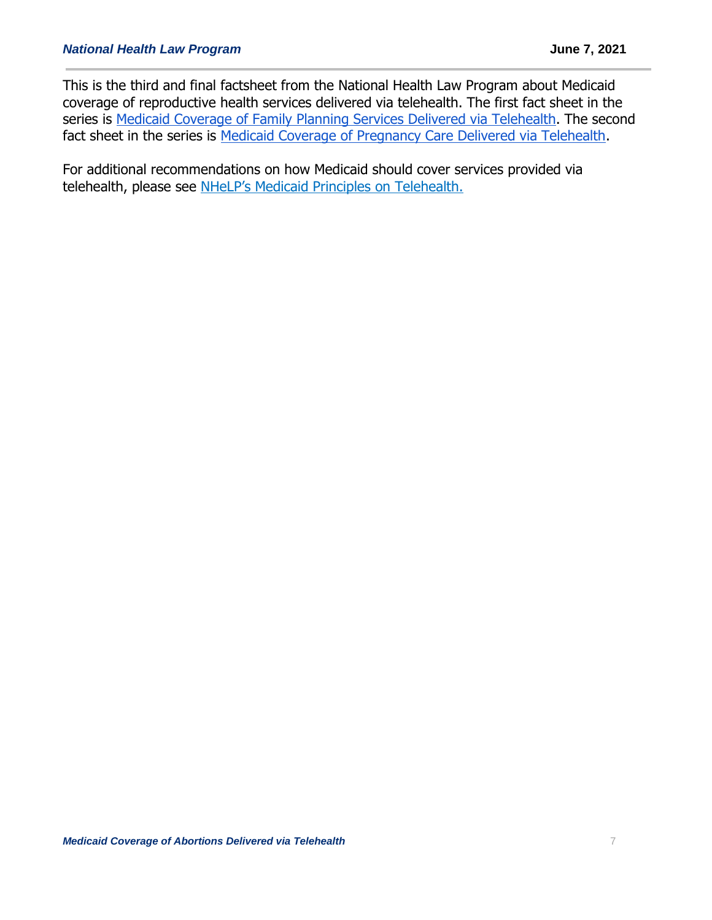This is the third and final factsheet from the National Health Law Program about Medicaid coverage of reproductive health services delivered via telehealth. The first fact sheet in the series is [Medicaid Coverage of Family Planning Services Delivered via Telehealth](). The second fact sheet in the series is [Medicaid Coverage of Pregnancy Care Delivered via Telehealth]().

For additional recommendations on how Medicaid should cover services provided via telehealth, please see [NHeLP's Medicaid Principles on Telehealth.]()